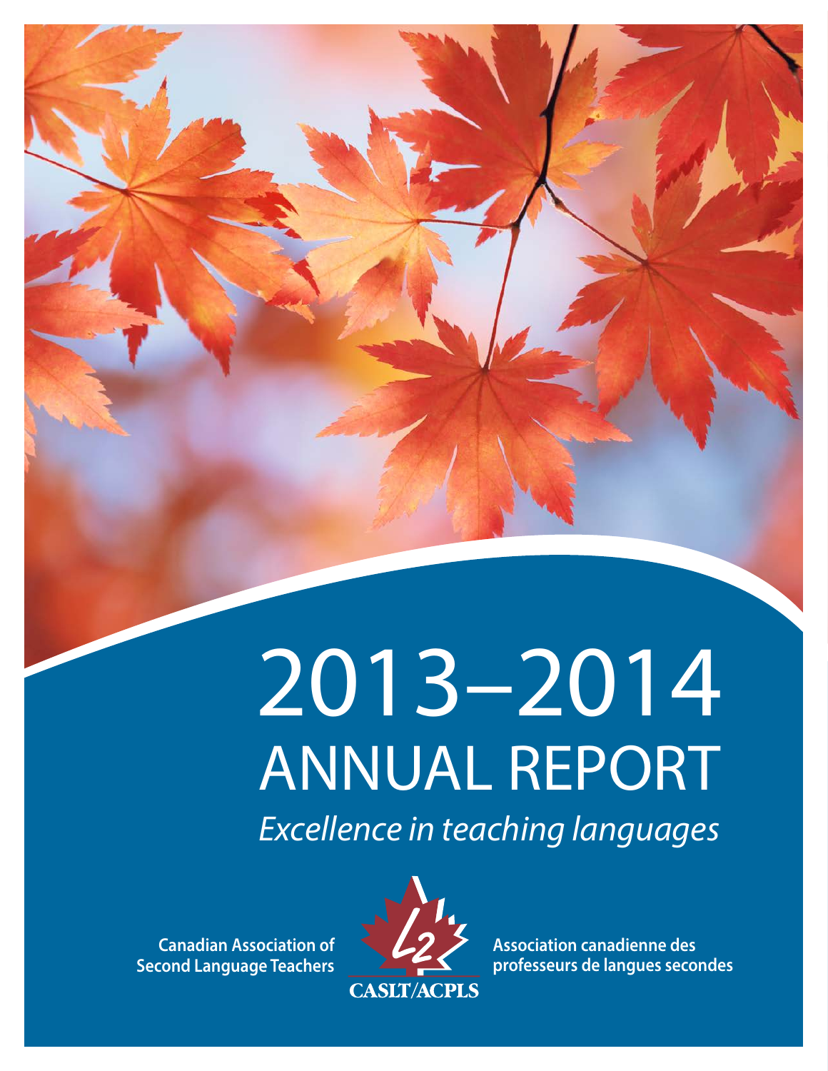# 2013–2014
# ANNUAL REPORT

*Excellence in teaching languages*

**Canadian Association of Second Language Teachers**

CASLT/ACPLS

**Association canadienne des professeurs de langues secondes**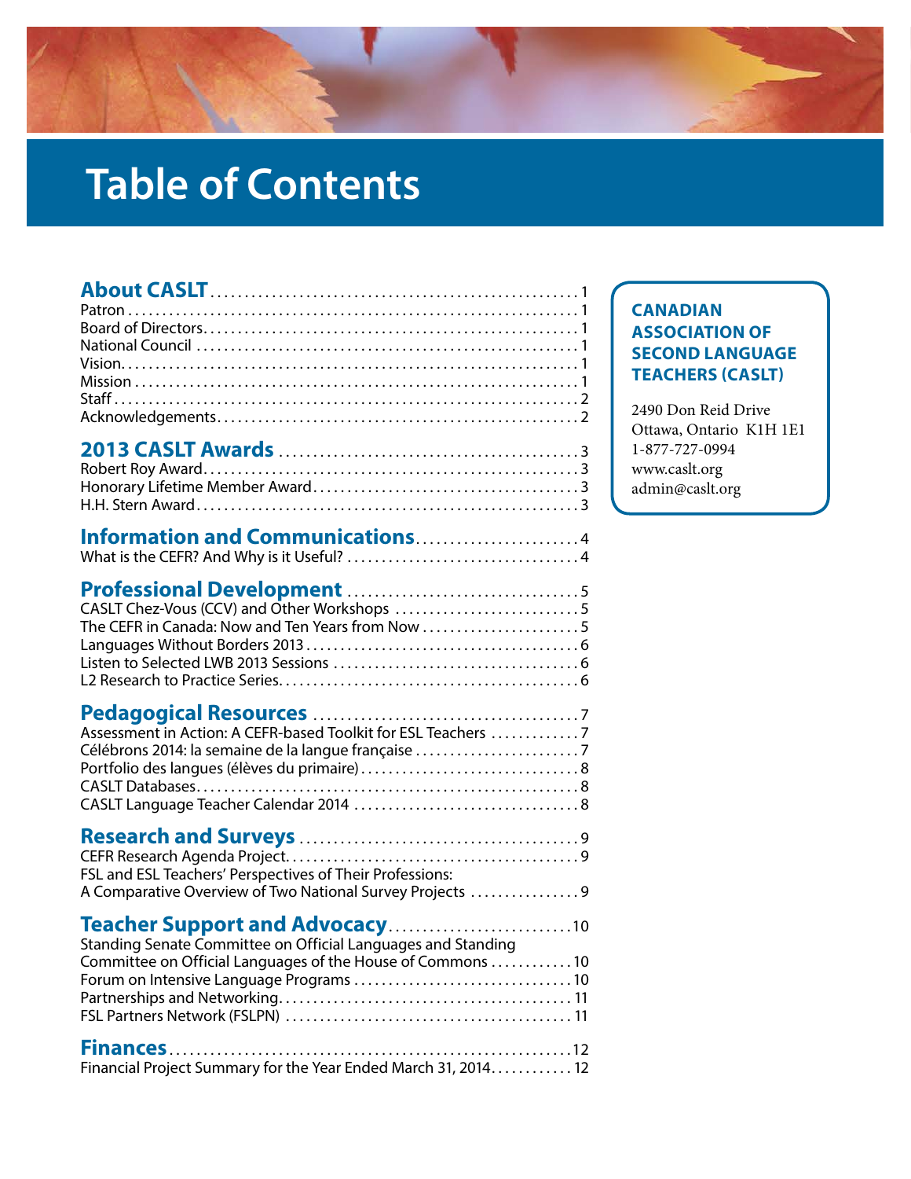# Table of Contents

**About CASLT** ..... 1
Patron ..... 1
Board of Directors ..... 1
National Council ..... 1
Vision ..... 1
Mission ..... 1
Staff ..... 2
Acknowledgements ..... 2

**2013 CASLT Awards** ..... 3
Robert Roy Award ..... 3
Honorary Lifetime Member Award ..... 3
H.H. Stern Award ..... 3

**Information and Communications** ..... 4
What is the CEFR? And Why is it Useful? ..... 4

**Professional Development** ..... 5
CASLT Chez-Vous (CCV) and Other Workshops ..... 5
The CEFR in Canada: Now and Ten Years from Now ..... 5
Languages Without Borders 2013 ..... 6
Listen to Selected LWB 2013 Sessions ..... 6
L2 Research to Practice Series ..... 6

**Pedagogical Resources** ..... 7
Assessment in Action: A CEFR-based Toolkit for ESL Teachers ..... 7
Célébrons 2014: la semaine de la langue française ..... 7
Portfolio des langues (élèves du primaire) ..... 8
CASLT Databases ..... 8
CASLT Language Teacher Calendar 2014 ..... 8

**Research and Surveys** ..... 9
CEFR Research Agenda Project ..... 9
FSL and ESL Teachers' Perspectives of Their Professions: A Comparative Overview of Two National Survey Projects ..... 9

**Teacher Support and Advocacy** ..... 10
Standing Senate Committee on Official Languages and Standing Committee on Official Languages of the House of Commons ..... 10
Forum on Intensive Language Programs ..... 10
Partnerships and Networking ..... 11
FSL Partners Network (FSLPN) ..... 11

**Finances** ..... 12
Financial Project Summary for the Year Ended March 31, 2014 ..... 12

**CANADIAN ASSOCIATION OF SECOND LANGUAGE TEACHERS (CASLT)**

2490 Don Reid Drive
Ottawa, Ontario K1H 1E1
1-877-727-0994
www.caslt.org
admin@caslt.org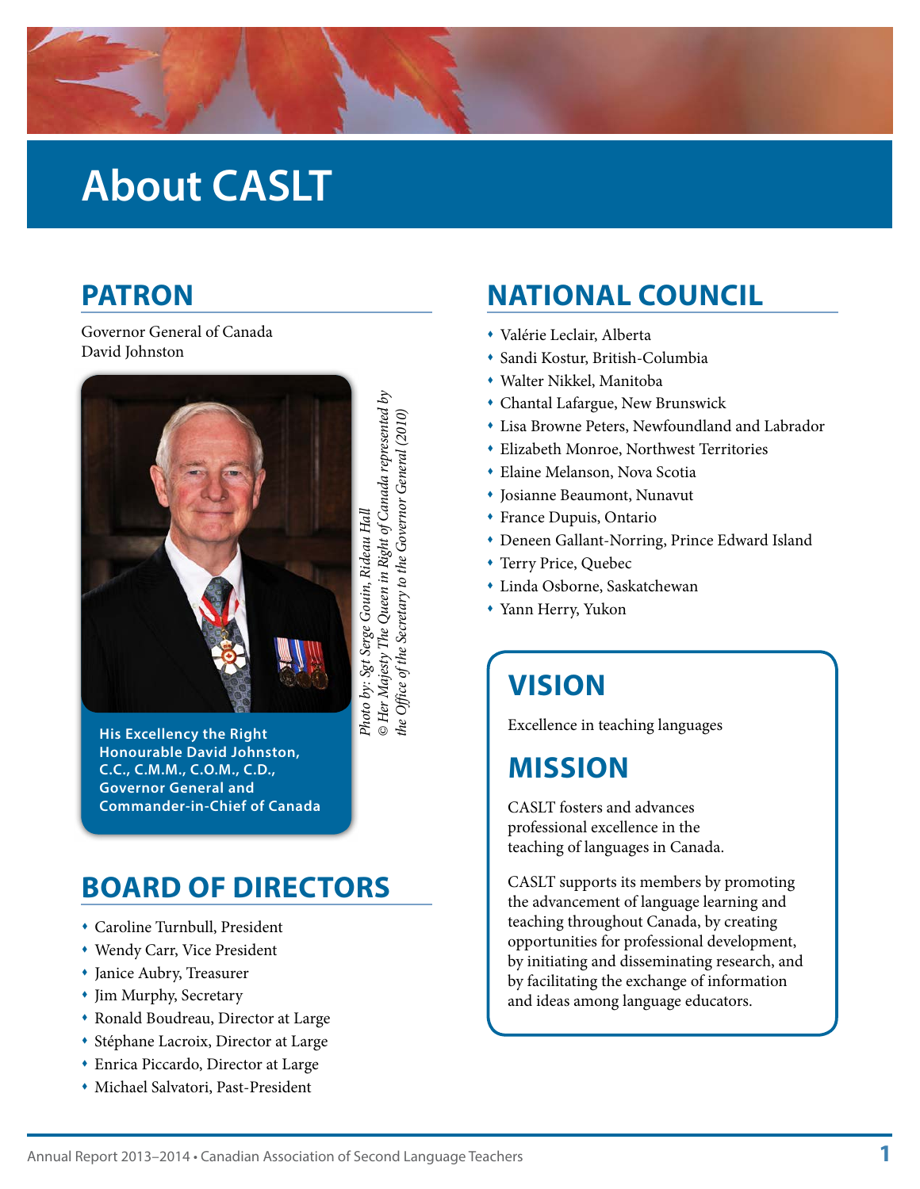# About CASLT

## PATRON

Governor General of Canada
David Johnston

**His Excellency the Right Honourable David Johnston, C.C., C.M.M., C.O.M., C.D., Governor General and Commander-in-Chief of Canada**

*Photo by: Sgt Serge Gouin, Rideau Hall*
*© Her Majesty The Queen in Right of Canada represented by the Office of the Secretary to the Governor General (2010)*

## BOARD OF DIRECTORS

- Caroline Turnbull, President
- Wendy Carr, Vice President
- Janice Aubry, Treasurer
- Jim Murphy, Secretary
- Ronald Boudreau, Director at Large
- Stéphane Lacroix, Director at Large
- Enrica Piccardo, Director at Large
- Michael Salvatori, Past-President

## NATIONAL COUNCIL

- Valérie Leclair, Alberta
- Sandi Kostur, British-Columbia
- Walter Nikkel, Manitoba
- Chantal Lafargue, New Brunswick
- Lisa Browne Peters, Newfoundland and Labrador
- Elizabeth Monroe, Northwest Territories
- Elaine Melanson, Nova Scotia
- Josianne Beaumont, Nunavut
- France Dupuis, Ontario
- Deneen Gallant-Norring, Prince Edward Island
- Terry Price, Quebec
- Linda Osborne, Saskatchewan
- Yann Herry, Yukon

## VISION

Excellence in teaching languages

## MISSION

CASLT fosters and advances professional excellence in the teaching of languages in Canada.

CASLT supports its members by promoting the advancement of language learning and teaching throughout Canada, by creating opportunities for professional development, by initiating and disseminating research, and by facilitating the exchange of information and ideas among language educators.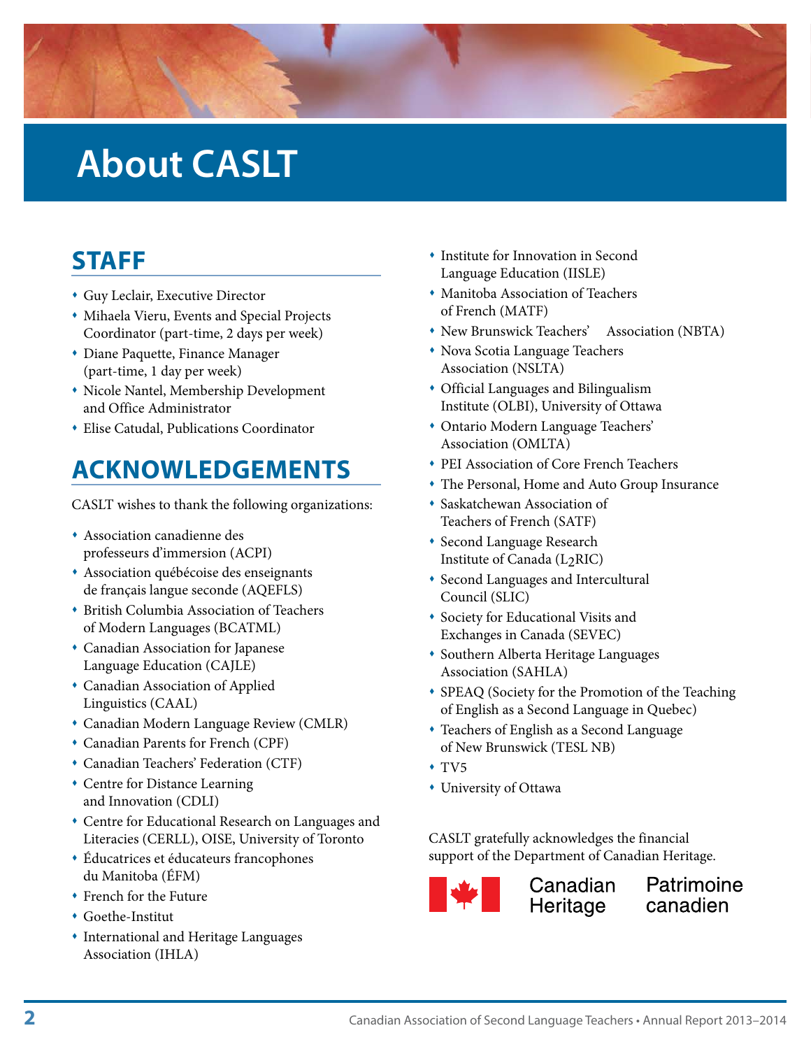# About CASLT

## STAFF

- Guy Leclair, Executive Director
- Mihaela Vieru, Events and Special Projects Coordinator (part-time, 2 days per week)
- Diane Paquette, Finance Manager (part-time, 1 day per week)
- Nicole Nantel, Membership Development and Office Administrator
- Elise Catudal, Publications Coordinator

## ACKNOWLEDGEMENTS

CASLT wishes to thank the following organizations:

- Association canadienne des professeurs d'immersion (ACPI)
- Association québécoise des enseignants de français langue seconde (AQEFLS)
- British Columbia Association of Teachers of Modern Languages (BCATML)
- Canadian Association for Japanese Language Education (CAJLE)
- Canadian Association of Applied Linguistics (CAAL)
- Canadian Modern Language Review (CMLR)
- Canadian Parents for French (CPF)
- Canadian Teachers' Federation (CTF)
- Centre for Distance Learning and Innovation (CDLI)
- Centre for Educational Research on Languages and Literacies (CERLL), OISE, University of Toronto
- Éducatrices et éducateurs francophones du Manitoba (ÉFM)
- French for the Future
- Goethe-Institut
- International and Heritage Languages Association (IHLA)
- Institute for Innovation in Second Language Education (IISLE)
- Manitoba Association of Teachers of French (MATF)
- New Brunswick Teachers' Association (NBTA)
- Nova Scotia Language Teachers Association (NSLTA)
- Official Languages and Bilingualism Institute (OLBI), University of Ottawa
- Ontario Modern Language Teachers' Association (OMLTA)
- PEI Association of Core French Teachers
- The Personal, Home and Auto Group Insurance
- Saskatchewan Association of Teachers of French (SATF)
- Second Language Research Institute of Canada ($L_2$RIC)
- Second Languages and Intercultural Council (SLIC)
- Society for Educational Visits and Exchanges in Canada (SEVEC)
- Southern Alberta Heritage Languages Association (SAHLA)
- SPEAQ (Society for the Promotion of the Teaching of English as a Second Language in Quebec)
- Teachers of English as a Second Language of New Brunswick (TESL NB)
- TV5
- University of Ottawa

CASLT gratefully acknowledges the financial support of the Department of Canadian Heritage.

Canadian Heritage Patrimoine canadien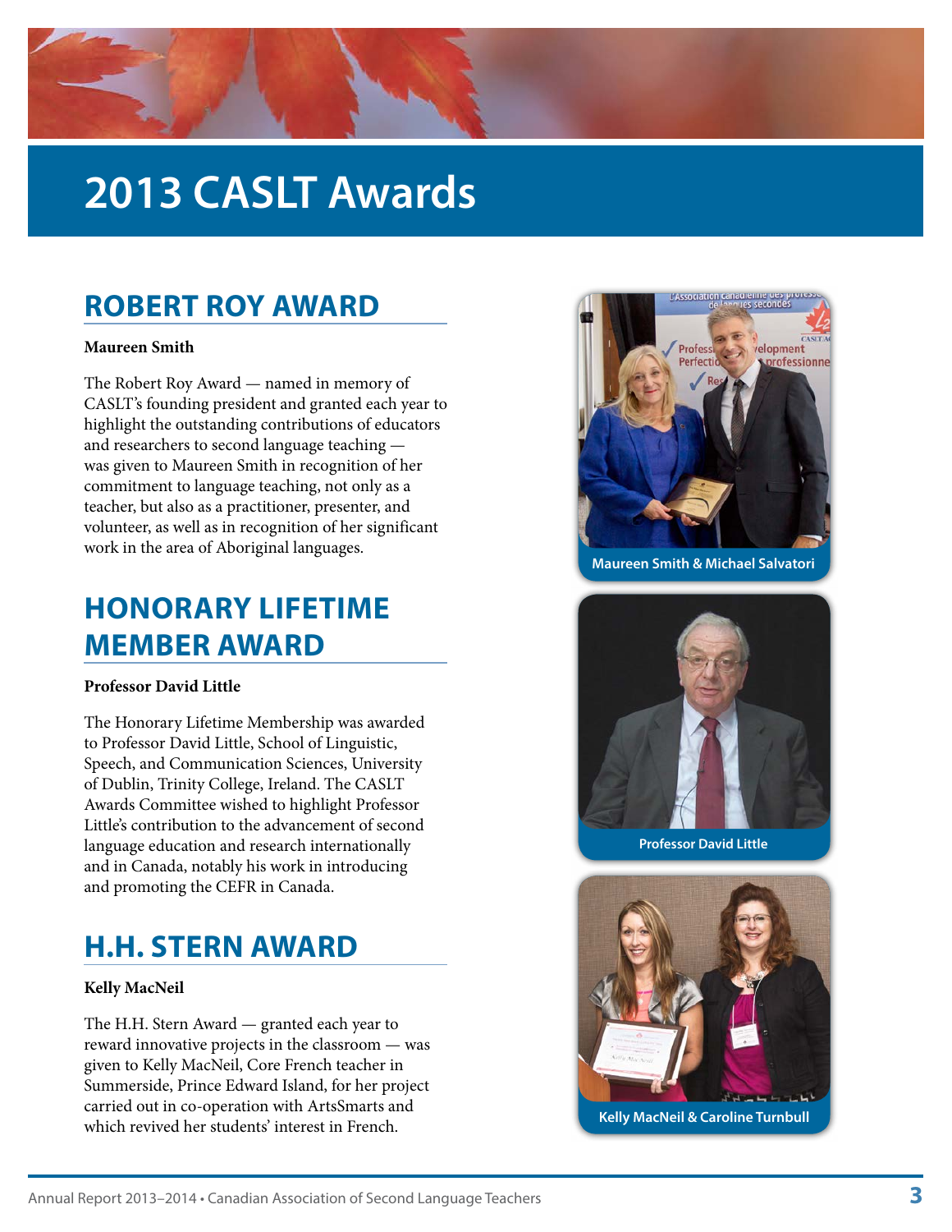# 2013 CASLT Awards

## ROBERT ROY AWARD

**Maureen Smith**

The Robert Roy Award — named in memory of CASLT's founding president and granted each year to highlight the outstanding contributions of educators and researchers to second language teaching — was given to Maureen Smith in recognition of her commitment to language teaching, not only as a teacher, but also as a practitioner, presenter, and volunteer, as well as in recognition of her significant work in the area of Aboriginal languages.

Maureen Smith & Michael Salvatori

## HONORARY LIFETIME MEMBER AWARD

**Professor David Little**

The Honorary Lifetime Membership was awarded to Professor David Little, School of Linguistic, Speech, and Communication Sciences, University of Dublin, Trinity College, Ireland. The CASLT Awards Committee wished to highlight Professor Little's contribution to the advancement of second language education and research internationally and in Canada, notably his work in introducing and promoting the CEFR in Canada.

Professor David Little

## H.H. STERN AWARD

**Kelly MacNeil**

The H.H. Stern Award — granted each year to reward innovative projects in the classroom — was given to Kelly MacNeil, Core French teacher in Summerside, Prince Edward Island, for her project carried out in co-operation with ArtsSmarts and which revived her students' interest in French.

Kelly MacNeil & Caroline Turnbull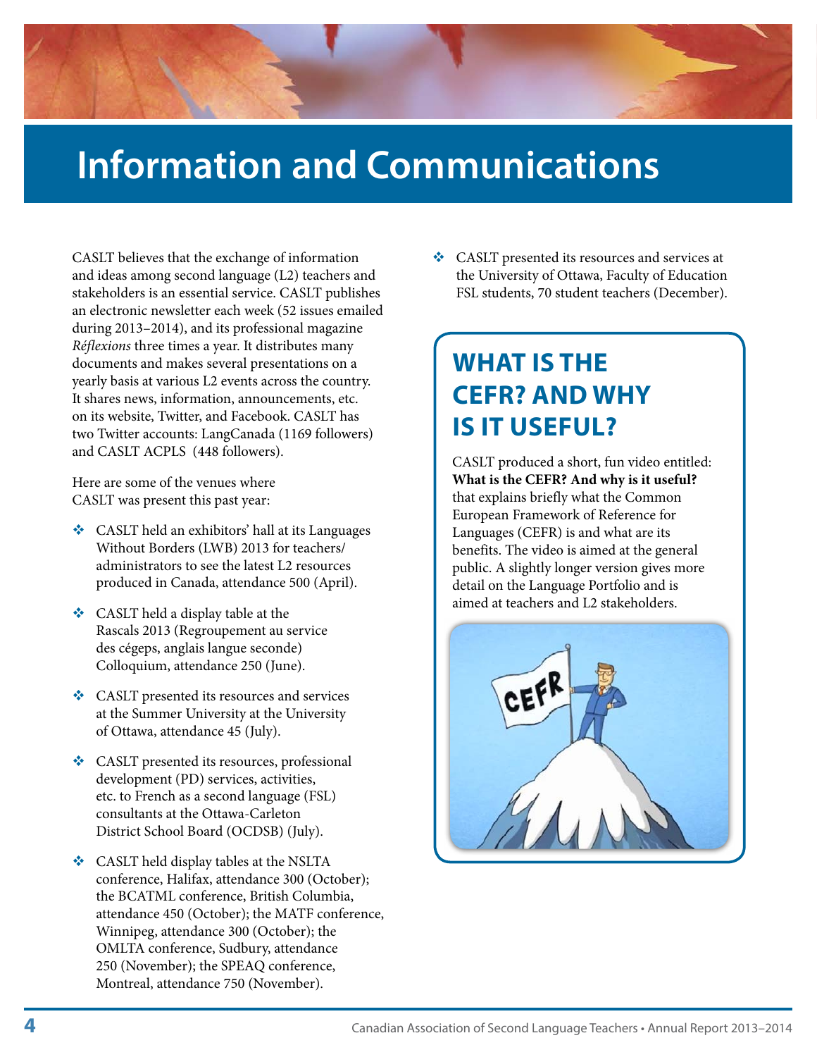# Information and Communications

CASLT believes that the exchange of information and ideas among second language (L2) teachers and stakeholders is an essential service. CASLT publishes an electronic newsletter each week (52 issues emailed during 2013–2014), and its professional magazine *Réflexions* three times a year. It distributes many documents and makes several presentations on a yearly basis at various L2 events across the country. It shares news, information, announcements, etc. on its website, Twitter, and Facebook. CASLT has two Twitter accounts: LangCanada (1169 followers) and CASLT ACPLS (448 followers).

Here are some of the venues where CASLT was present this past year:

- CASLT held an exhibitors' hall at its Languages Without Borders (LWB) 2013 for teachers/administrators to see the latest L2 resources produced in Canada, attendance 500 (April).
- CASLT held a display table at the Rascals 2013 (Regroupement au service des cégeps, anglais langue seconde) Colloquium, attendance 250 (June).
- CASLT presented its resources and services at the Summer University at the University of Ottawa, attendance 45 (July).
- CASLT presented its resources, professional development (PD) services, activities, etc. to French as a second language (FSL) consultants at the Ottawa-Carleton District School Board (OCDSB) (July).
- CASLT held display tables at the NSLTA conference, Halifax, attendance 300 (October); the BCATML conference, British Columbia, attendance 450 (October); the MATF conference, Winnipeg, attendance 300 (October); the OMLTA conference, Sudbury, attendance 250 (November); the SPEAQ conference, Montreal, attendance 750 (November).
- CASLT presented its resources and services at the University of Ottawa, Faculty of Education FSL students, 70 student teachers (December).

## WHAT IS THE CEFR? AND WHY IS IT USEFUL?

CASLT produced a short, fun video entitled: **What is the CEFR? And why is it useful?** that explains briefly what the Common European Framework of Reference for Languages (CEFR) is and what are its benefits. The video is aimed at the general public. A slightly longer version gives more detail on the Language Portfolio and is aimed at teachers and L2 stakeholders.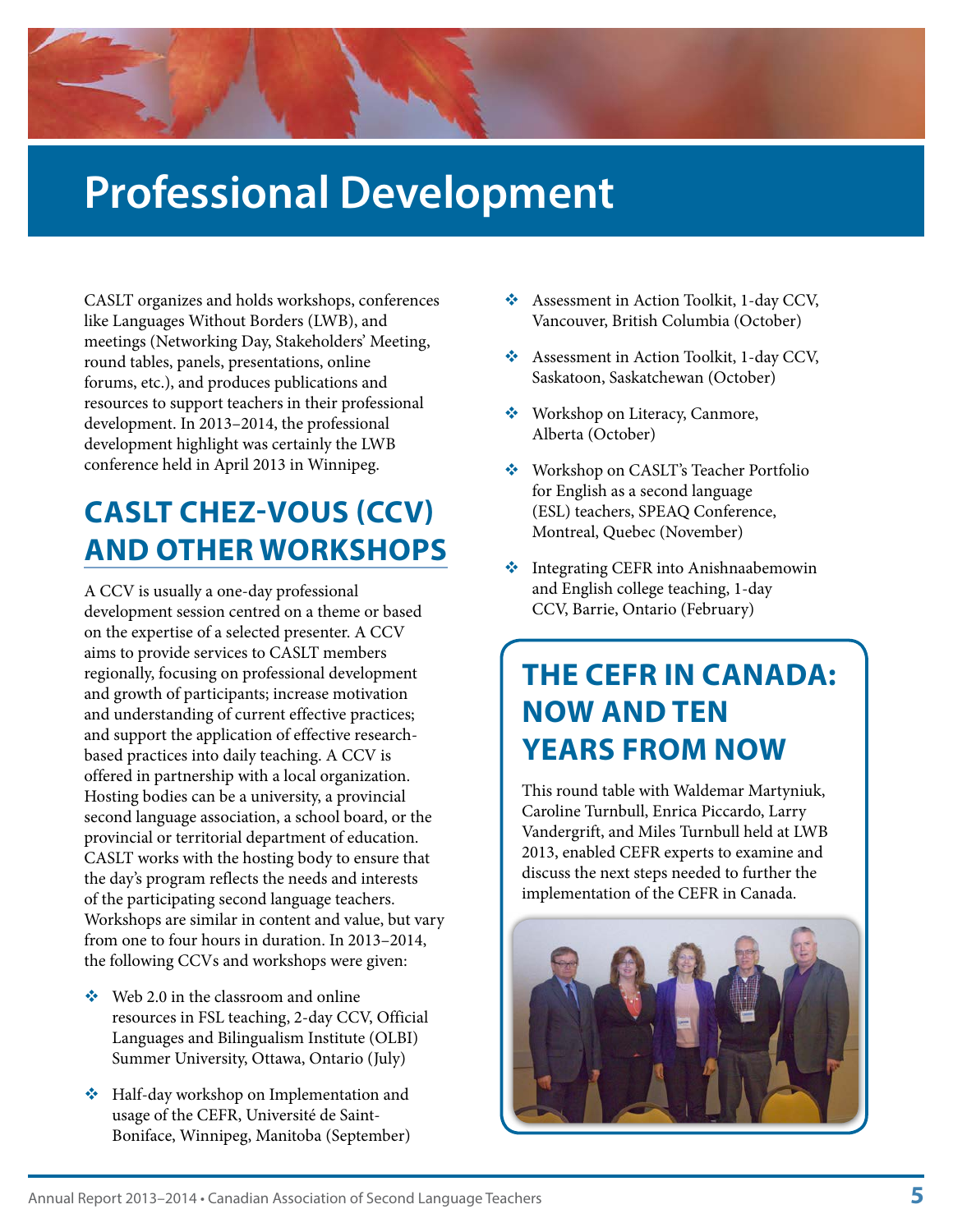# Professional Development

CASLT organizes and holds workshops, conferences like Languages Without Borders (LWB), and meetings (Networking Day, Stakeholders' Meeting, round tables, panels, presentations, online forums, etc.), and produces publications and resources to support teachers in their professional development. In 2013–2014, the professional development highlight was certainly the LWB conference held in April 2013 in Winnipeg.

## CASLT CHEZ-VOUS (CCV) AND OTHER WORKSHOPS

A CCV is usually a one-day professional development session centred on a theme or based on the expertise of a selected presenter. A CCV aims to provide services to CASLT members regionally, focusing on professional development and growth of participants; increase motivation and understanding of current effective practices; and support the application of effective research-based practices into daily teaching. A CCV is offered in partnership with a local organization. Hosting bodies can be a university, a provincial second language association, a school board, or the provincial or territorial department of education. CASLT works with the hosting body to ensure that the day's program reflects the needs and interests of the participating second language teachers. Workshops are similar in content and value, but vary from one to four hours in duration. In 2013–2014, the following CCVs and workshops were given:

- Web 2.0 in the classroom and online resources in FSL teaching, 2-day CCV, Official Languages and Bilingualism Institute (OLBI) Summer University, Ottawa, Ontario (July)
- Half-day workshop on Implementation and usage of the CEFR, Université de Saint-Boniface, Winnipeg, Manitoba (September)
- Assessment in Action Toolkit, 1-day CCV, Vancouver, British Columbia (October)
- Assessment in Action Toolkit, 1-day CCV, Saskatoon, Saskatchewan (October)
- Workshop on Literacy, Canmore, Alberta (October)
- Workshop on CASLT's Teacher Portfolio for English as a second language (ESL) teachers, SPEAQ Conference, Montreal, Quebec (November)
- Integrating CEFR into Anishnaabemowin and English college teaching, 1-day CCV, Barrie, Ontario (February)

## THE CEFR IN CANADA: NOW AND TEN YEARS FROM NOW

This round table with Waldemar Martyniuk, Caroline Turnbull, Enrica Piccardo, Larry Vandergrift, and Miles Turnbull held at LWB 2013, enabled CEFR experts to examine and discuss the next steps needed to further the implementation of the CEFR in Canada.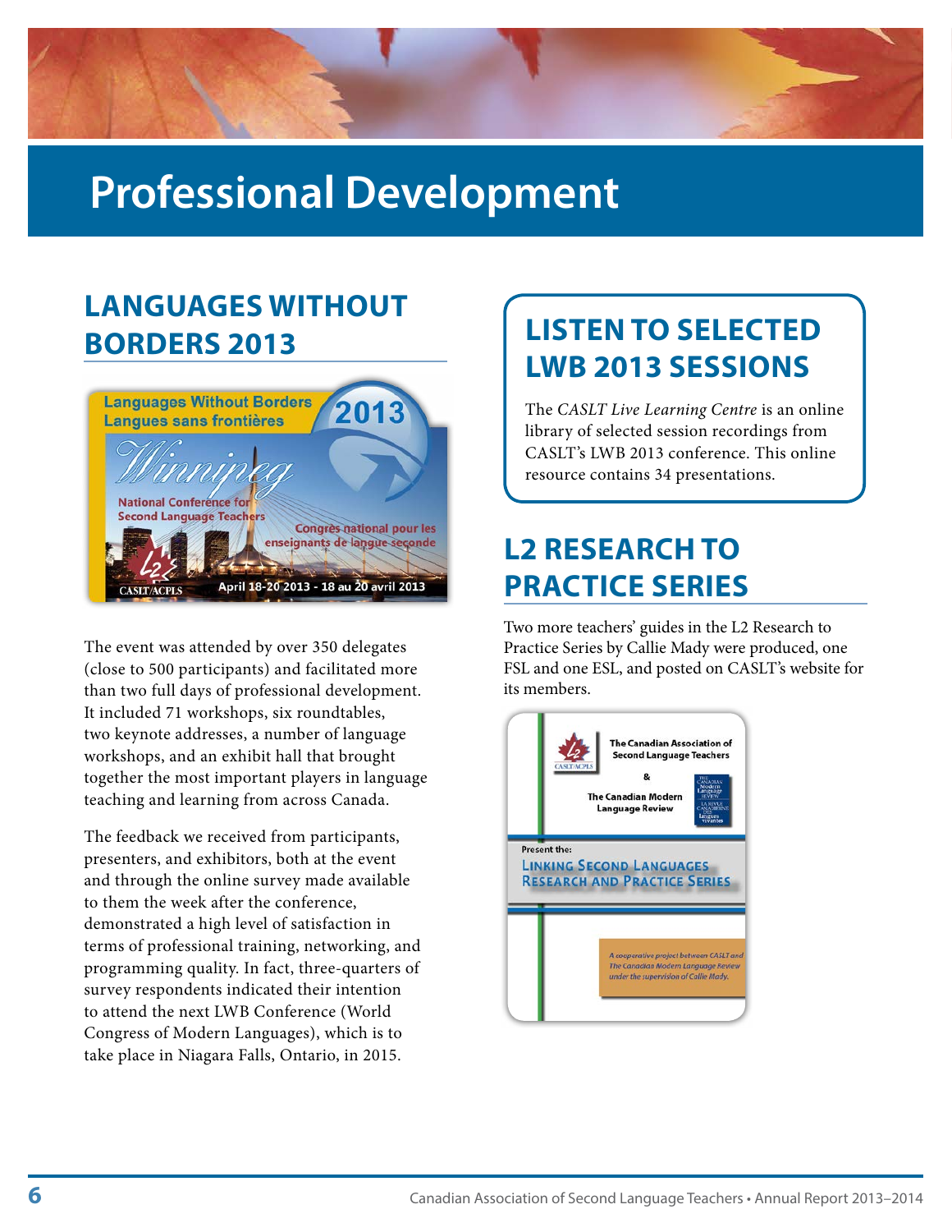# Professional Development

## LANGUAGES WITHOUT BORDERS 2013

The event was attended by over 350 delegates (close to 500 participants) and facilitated more than two full days of professional development. It included 71 workshops, six roundtables, two keynote addresses, a number of language workshops, and an exhibit hall that brought together the most important players in language teaching and learning from across Canada.

The feedback we received from participants, presenters, and exhibitors, both at the event and through the online survey made available to them the week after the conference, demonstrated a high level of satisfaction in terms of professional training, networking, and programming quality. In fact, three-quarters of survey respondents indicated their intention to attend the next LWB Conference (World Congress of Modern Languages), which is to take place in Niagara Falls, Ontario, in 2015.

## LISTEN TO SELECTED LWB 2013 SESSIONS

The *CASLT Live Learning Centre* is an online library of selected session recordings from CASLT's LWB 2013 conference. This online resource contains 34 presentations.

## L2 RESEARCH TO PRACTICE SERIES

Two more teachers' guides in the L2 Research to Practice Series by Callie Mady were produced, one FSL and one ESL, and posted on CASLT's website for its members.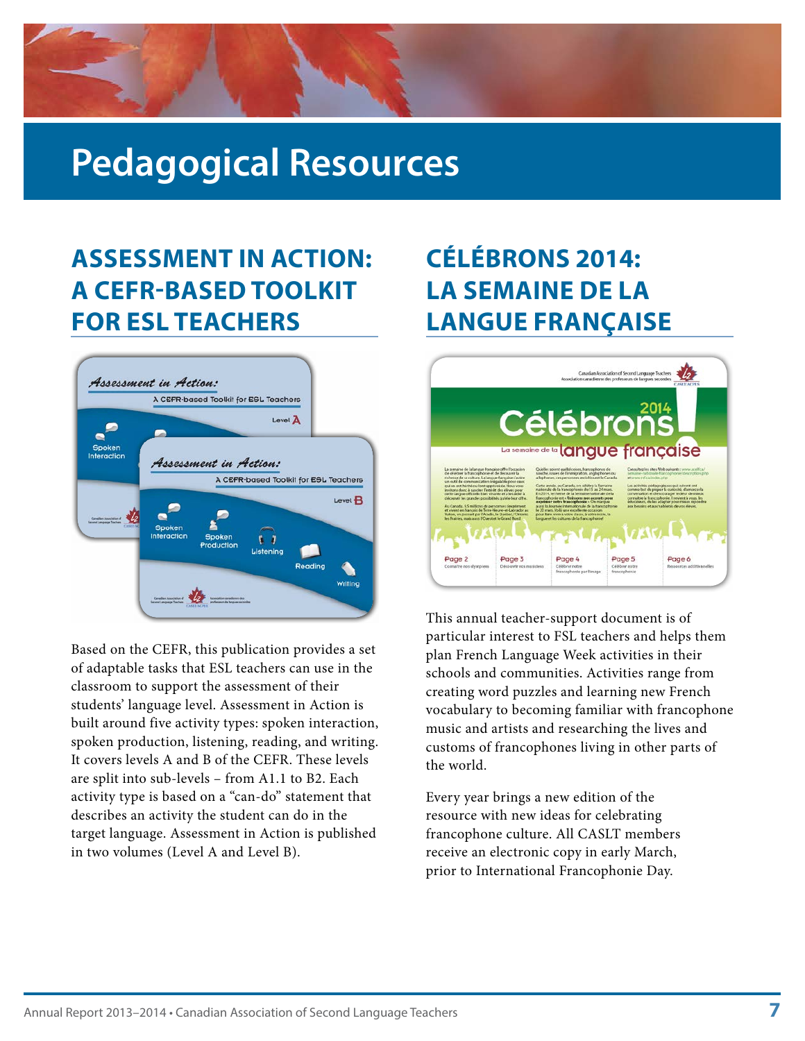# Pedagogical Resources

## ASSESSMENT IN ACTION: A CEFR-BASED TOOLKIT FOR ESL TEACHERS

Based on the CEFR, this publication provides a set of adaptable tasks that ESL teachers can use in the classroom to support the assessment of their students' language level. Assessment in Action is built around five activity types: spoken interaction, spoken production, listening, reading, and writing. It covers levels A and B of the CEFR. These levels are split into sub-levels – from A1.1 to B2. Each activity type is based on a "can-do" statement that describes an activity the student can do in the target language. Assessment in Action is published in two volumes (Level A and Level B).

## CÉLÉBRONS 2014: LA SEMAINE DE LA LANGUE FRANÇAISE

This annual teacher-support document is of particular interest to FSL teachers and helps them plan French Language Week activities in their schools and communities. Activities range from creating word puzzles and learning new French vocabulary to becoming familiar with francophone music and artists and researching the lives and customs of francophones living in other parts of the world.

Every year brings a new edition of the resource with new ideas for celebrating francophone culture. All CASLT members receive an electronic copy in early March, prior to International Francophonie Day.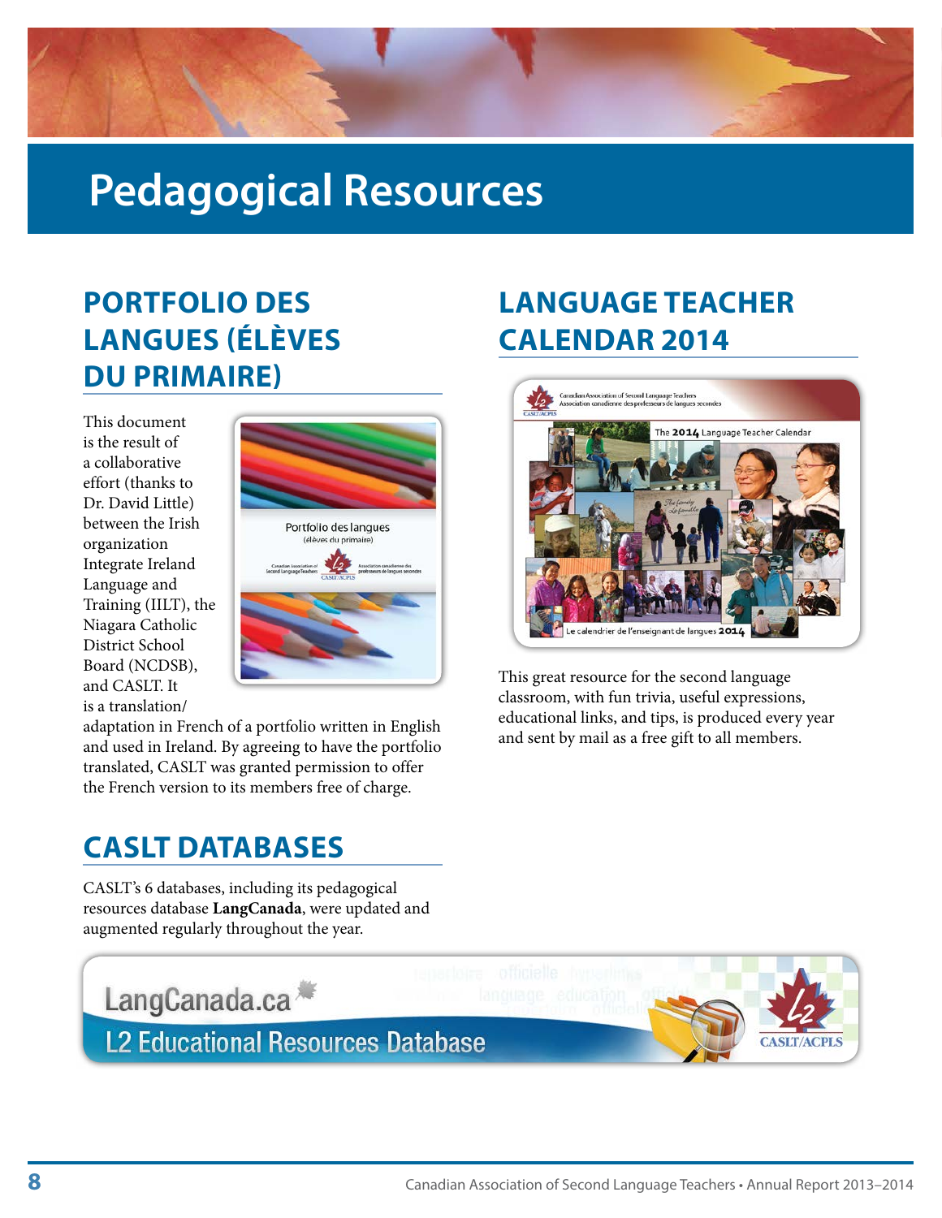# Pedagogical Resources

## PORTFOLIO DES LANGUES (ÉLÈVES DU PRIMAIRE)

This document is the result of a collaborative effort (thanks to Dr. David Little) between the Irish organization Integrate Ireland Language and Training (IILT), the Niagara Catholic District School Board (NCDSB), and CASLT. It is a translation/adaptation in French of a portfolio written in English and used in Ireland. By agreeing to have the portfolio translated, CASLT was granted permission to offer the French version to its members free of charge.

## CASLT DATABASES

CASLT's 6 databases, including its pedagogical resources database **LangCanada**, were updated and augmented regularly throughout the year.

## LANGUAGE TEACHER CALENDAR 2014

This great resource for the second language classroom, with fun trivia, useful expressions, educational links, and tips, is produced every year and sent by mail as a free gift to all members.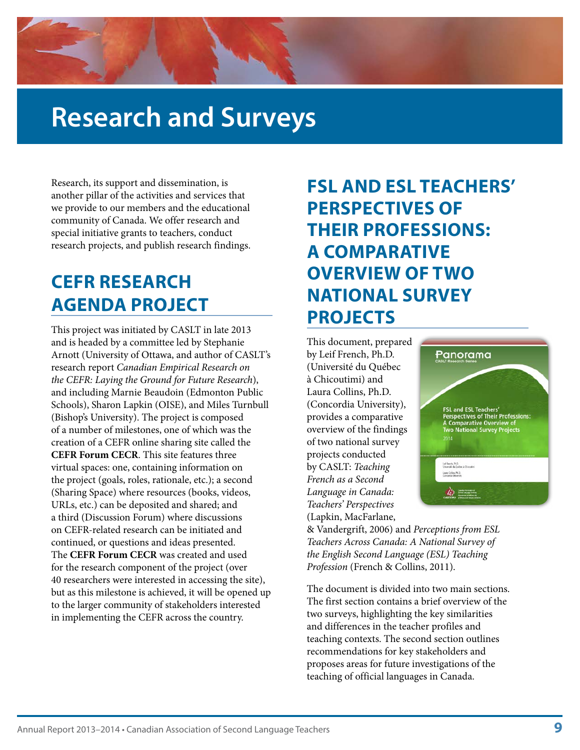# Research and Surveys

Research, its support and dissemination, is another pillar of the activities and services that we provide to our members and the educational community of Canada. We offer research and special initiative grants to teachers, conduct research projects, and publish research findings.

## CEFR RESEARCH AGENDA PROJECT

This project was initiated by CASLT in late 2013 and is headed by a committee led by Stephanie Arnott (University of Ottawa, and author of CASLT's research report *Canadian Empirical Research on the CEFR: Laying the Ground for Future Research*), and including Marnie Beaudoin (Edmonton Public Schools), Sharon Lapkin (OISE), and Miles Turnbull (Bishop's University). The project is composed of a number of milestones, one of which was the creation of a CEFR online sharing site called the **CEFR Forum CECR**. This site features three virtual spaces: one, containing information on the project (goals, roles, rationale, etc.); a second (Sharing Space) where resources (books, videos, URLs, etc.) can be deposited and shared; and a third (Discussion Forum) where discussions on CEFR-related research can be initiated and continued, or questions and ideas presented. The **CEFR Forum CECR** was created and used for the research component of the project (over 40 researchers were interested in accessing the site), but as this milestone is achieved, it will be opened up to the larger community of stakeholders interested in implementing the CEFR across the country.

## FSL AND ESL TEACHERS' PERSPECTIVES OF THEIR PROFESSIONS: A COMPARATIVE OVERVIEW OF TWO NATIONAL SURVEY PROJECTS

This document, prepared by Leif French, Ph.D. (Université du Québec à Chicoutimi) and Laura Collins, Ph.D. (Concordia University), provides a comparative overview of the findings of two national survey projects conducted by CASLT: *Teaching French as a Second Language in Canada: Teachers' Perspectives* (Lapkin, MacFarlane, & Vandergrift, 2006) and *Perceptions from ESL Teachers Across Canada: A National Survey of the English Second Language (ESL) Teaching Profession* (French & Collins, 2011).

The document is divided into two main sections. The first section contains a brief overview of the two surveys, highlighting the key similarities and differences in the teacher profiles and teaching contexts. The second section outlines recommendations for key stakeholders and proposes areas for future investigations of the teaching of official languages in Canada.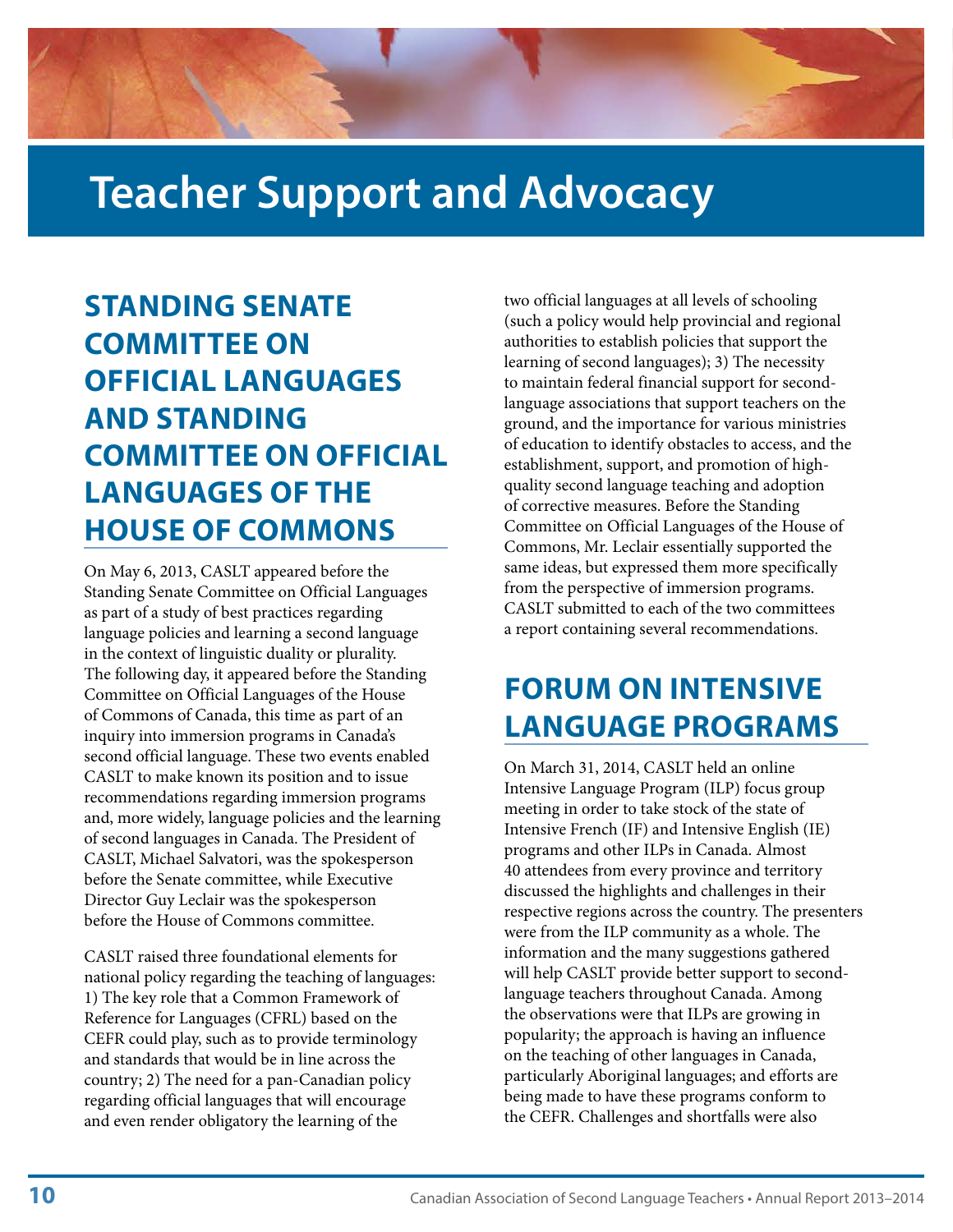# Teacher Support and Advocacy

## STANDING SENATE COMMITTEE ON OFFICIAL LANGUAGES AND STANDING COMMITTEE ON OFFICIAL LANGUAGES OF THE HOUSE OF COMMONS

On May 6, 2013, CASLT appeared before the Standing Senate Committee on Official Languages as part of a study of best practices regarding language policies and learning a second language in the context of linguistic duality or plurality. The following day, it appeared before the Standing Committee on Official Languages of the House of Commons of Canada, this time as part of an inquiry into immersion programs in Canada's second official language. These two events enabled CASLT to make known its position and to issue recommendations regarding immersion programs and, more widely, language policies and the learning of second languages in Canada. The President of CASLT, Michael Salvatori, was the spokesperson before the Senate committee, while Executive Director Guy Leclair was the spokesperson before the House of Commons committee.

CASLT raised three foundational elements for national policy regarding the teaching of languages: 1) The key role that a Common Framework of Reference for Languages (CFRL) based on the CEFR could play, such as to provide terminology and standards that would be in line across the country; 2) The need for a pan-Canadian policy regarding official languages that will encourage and even render obligatory the learning of the two official languages at all levels of schooling (such a policy would help provincial and regional authorities to establish policies that support the learning of second languages); 3) The necessity to maintain federal financial support for second-language associations that support teachers on the ground, and the importance for various ministries of education to identify obstacles to access, and the establishment, support, and promotion of high-quality second language teaching and adoption of corrective measures. Before the Standing Committee on Official Languages of the House of Commons, Mr. Leclair essentially supported the same ideas, but expressed them more specifically from the perspective of immersion programs. CASLT submitted to each of the two committees a report containing several recommendations.

## FORUM ON INTENSIVE LANGUAGE PROGRAMS

On March 31, 2014, CASLT held an online Intensive Language Program (ILP) focus group meeting in order to take stock of the state of Intensive French (IF) and Intensive English (IE) programs and other ILPs in Canada. Almost 40 attendees from every province and territory discussed the highlights and challenges in their respective regions across the country. The presenters were from the ILP community as a whole. The information and the many suggestions gathered will help CASLT provide better support to second-language teachers throughout Canada. Among the observations were that ILPs are growing in popularity; the approach is having an influence on the teaching of other languages in Canada, particularly Aboriginal languages; and efforts are being made to have these programs conform to the CEFR. Challenges and shortfalls were also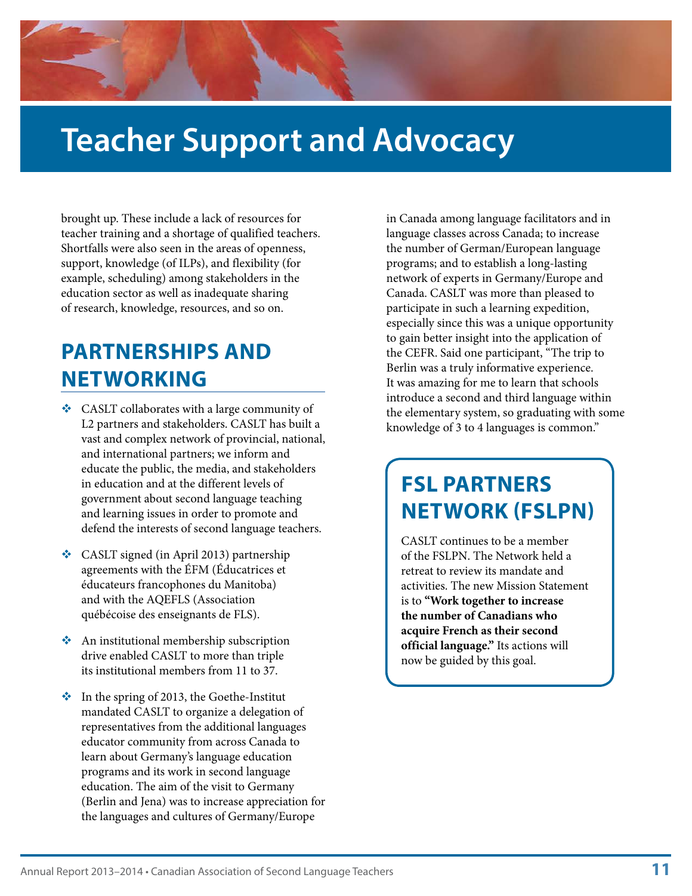# Teacher Support and Advocacy

brought up. These include a lack of resources for teacher training and a shortage of qualified teachers. Shortfalls were also seen in the areas of openness, support, knowledge (of ILPs), and flexibility (for example, scheduling) among stakeholders in the education sector as well as inadequate sharing of research, knowledge, resources, and so on.

## PARTNERSHIPS AND NETWORKING

- CASLT collaborates with a large community of L2 partners and stakeholders. CASLT has built a vast and complex network of provincial, national, and international partners; we inform and educate the public, the media, and stakeholders in education and at the different levels of government about second language teaching and learning issues in order to promote and defend the interests of second language teachers.
- CASLT signed (in April 2013) partnership agreements with the ÉFM (Éducatrices et éducateurs francophones du Manitoba) and with the AQEFLS (Association québécoise des enseignants de FLS).
- An institutional membership subscription drive enabled CASLT to more than triple its institutional members from 11 to 37.
- In the spring of 2013, the Goethe-Institut mandated CASLT to organize a delegation of representatives from the additional languages educator community from across Canada to learn about Germany's language education programs and its work in second language education. The aim of the visit to Germany (Berlin and Jena) was to increase appreciation for the languages and cultures of Germany/Europe in Canada among language facilitators and in language classes across Canada; to increase the number of German/European language programs; and to establish a long-lasting network of experts in Germany/Europe and Canada. CASLT was more than pleased to participate in such a learning expedition, especially since this was a unique opportunity to gain better insight into the application of the CEFR. Said one participant, "The trip to Berlin was a truly informative experience. It was amazing for me to learn that schools introduce a second and third language within the elementary system, so graduating with some knowledge of 3 to 4 languages is common."

## FSL PARTNERS NETWORK (FSLPN)

CASLT continues to be a member of the FSLPN. The Network held a retreat to review its mandate and activities. The new Mission Statement is to **"Work together to increase the number of Canadians who acquire French as their second official language."** Its actions will now be guided by this goal.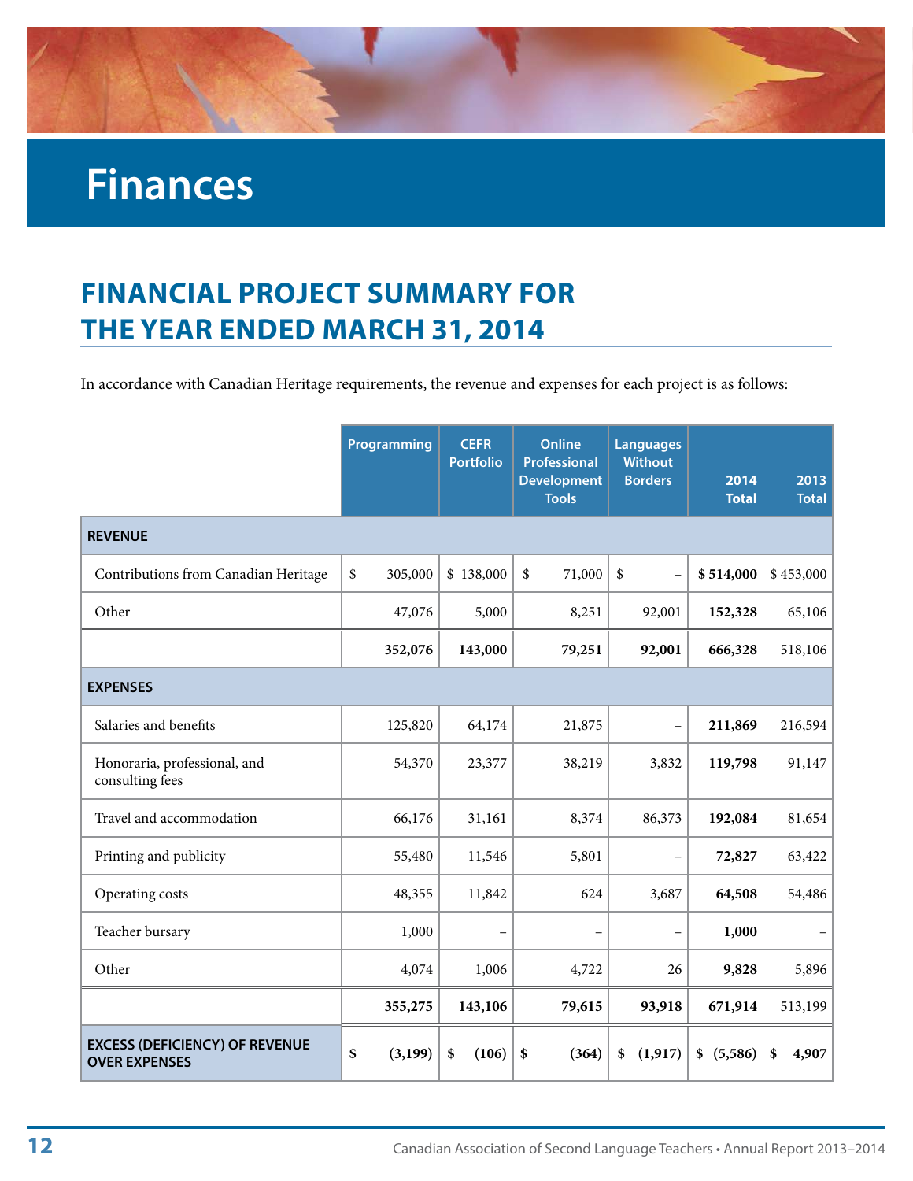# Finances

## FINANCIAL PROJECT SUMMARY FOR THE YEAR ENDED MARCH 31, 2014

In accordance with Canadian Heritage requirements, the revenue and expenses for each project is as follows:

| | Programming | CEFR Portfolio | Online Professional Development Tools | Languages Without Borders | 2014 Total | 2013 Total |
|---|---|---|---|---|---|---|
| **REVENUE** | | | | | | |
| Contributions from Canadian Heritage | $ 305,000 | $ 138,000 | $ 71,000 | $ – | **$ 514,000** | $ 453,000 |
| Other | 47,076 | 5,000 | 8,251 | 92,001 | **152,328** | 65,106 |
| | **352,076** | **143,000** | **79,251** | **92,001** | **666,328** | 518,106 |
| **EXPENSES** | | | | | | |
| Salaries and benefits | 125,820 | 64,174 | 21,875 | – | **211,869** | 216,594 |
| Honoraria, professional, and consulting fees | 54,370 | 23,377 | 38,219 | 3,832 | **119,798** | 91,147 |
| Travel and accommodation | 66,176 | 31,161 | 8,374 | 86,373 | **192,084** | 81,654 |
| Printing and publicity | 55,480 | 11,546 | 5,801 | – | **72,827** | 63,422 |
| Operating costs | 48,355 | 11,842 | 624 | 3,687 | **64,508** | 54,486 |
| Teacher bursary | 1,000 | – | – | – | **1,000** | – |
| Other | 4,074 | 1,006 | 4,722 | 26 | **9,828** | 5,896 |
| | **355,275** | **143,106** | **79,615** | **93,918** | **671,914** | 513,199 |
| **EXCESS (DEFICIENCY) OF REVENUE OVER EXPENSES** | **$ (3,199)** | **$ (106)** | **$ (364)** | **$ (1,917)** | **$ (5,586)** | **$ 4,907** |